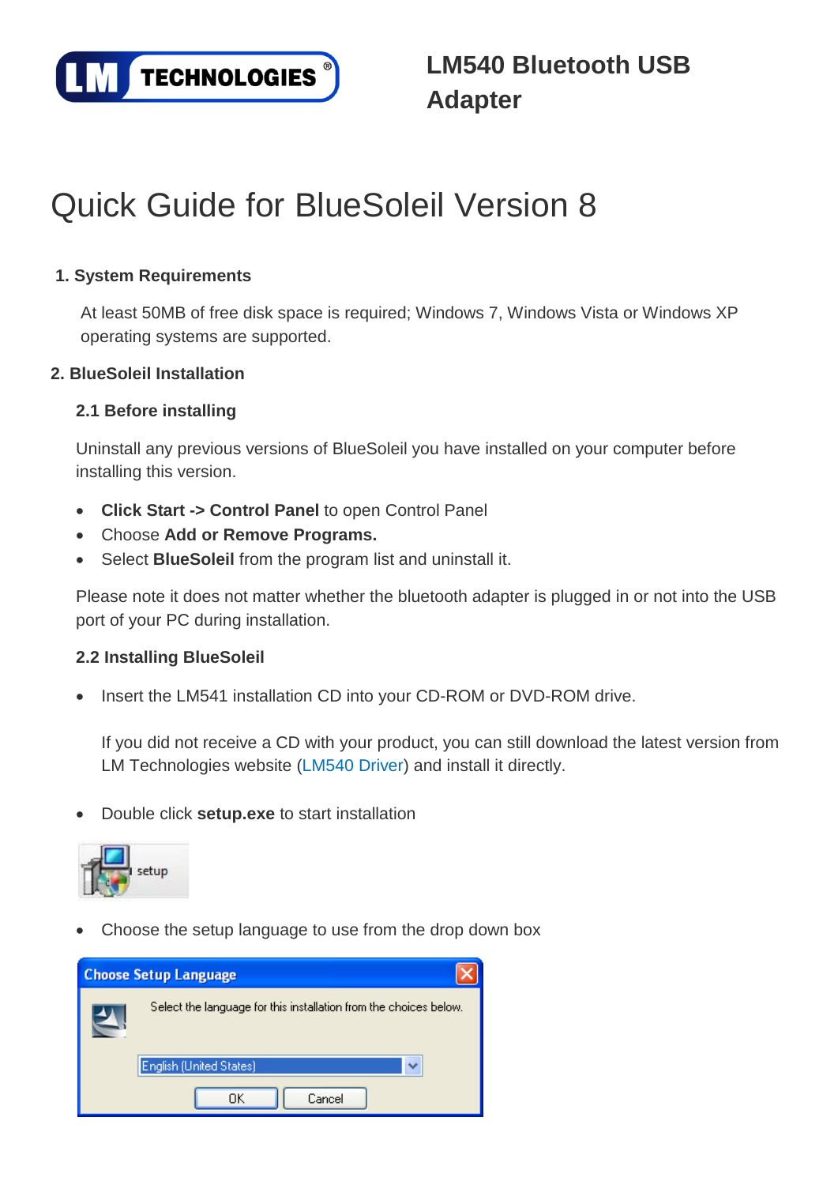LM540 Bluetooth USB Adapter

# Quick Guide for BlueSoleil Version 8

## 1. System Requirements

At least 50MB of free disk space is required; Windows 7, Windows Vista or Windows XP operating systems are supported.

## 2. BlueSoleil Installation

### 2.1 Before installing

Uninstall any previous versions of BlueSoleil you have installed on your computer before installing this version.

- **Click Start -> Control Panel** to open Control Panel
- Choose **Add or Remove Programs.**
- Select **BlueSoleil** from the program list and uninstall it.

Please note it does not matter whether the bluetooth adapter is plugged in or not into the USB port of your PC during installation.

### 2.2 Installing BlueSoleil

- Insert the LM541 installation CD into your CD-ROM or DVD-ROM drive.

  If you did not receive a CD with your product, you can still download the latest version from LM Technologies website (LM540 Driver) and install it directly.

- Double click **setup.exe** to start installation

- Choose the setup language to use from the drop down box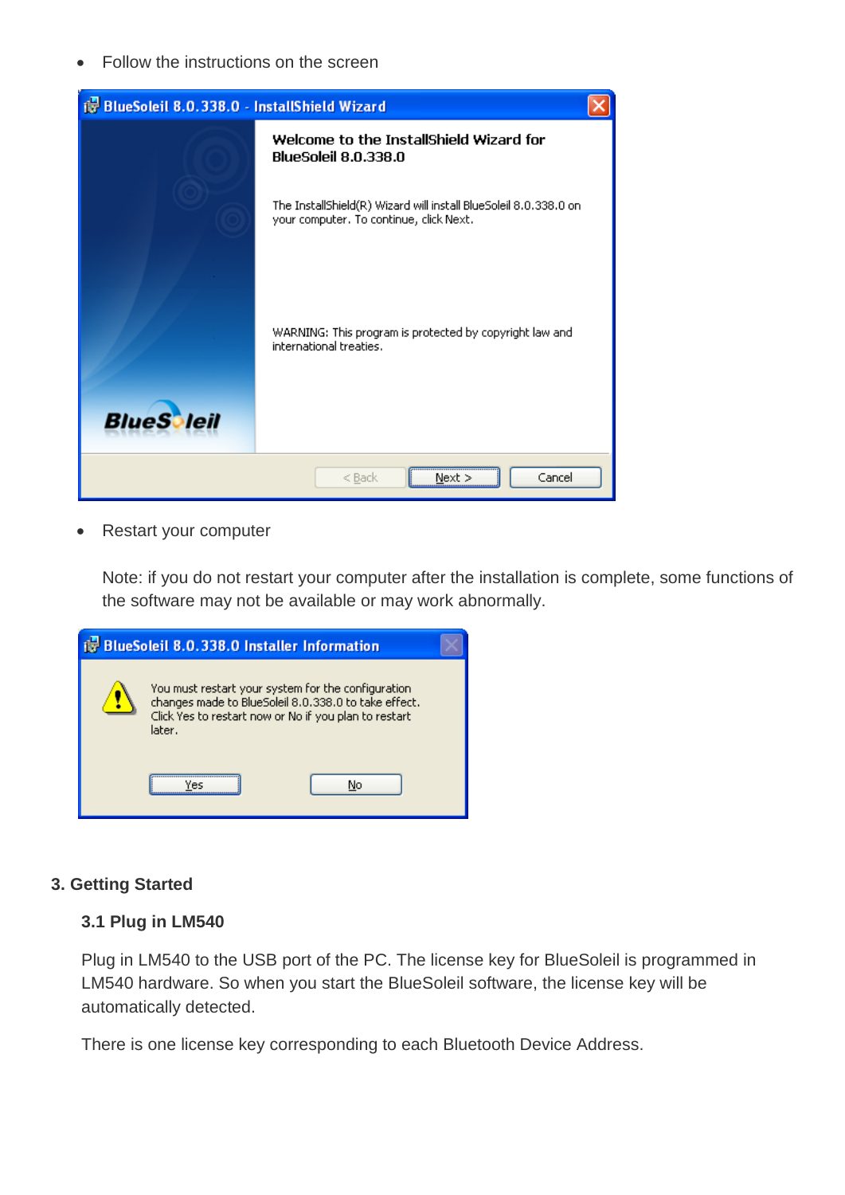- Follow the instructions on the screen

- Restart your computer

  Note: if you do not restart your computer after the installation is complete, some functions of the software may not be available or may work abnormally.

## 3. Getting Started

### 3.1 Plug in LM540

Plug in LM540 to the USB port of the PC. The license key for BlueSoleil is programmed in LM540 hardware. So when you start the BlueSoleil software, the license key will be automatically detected.

There is one license key corresponding to each Bluetooth Device Address.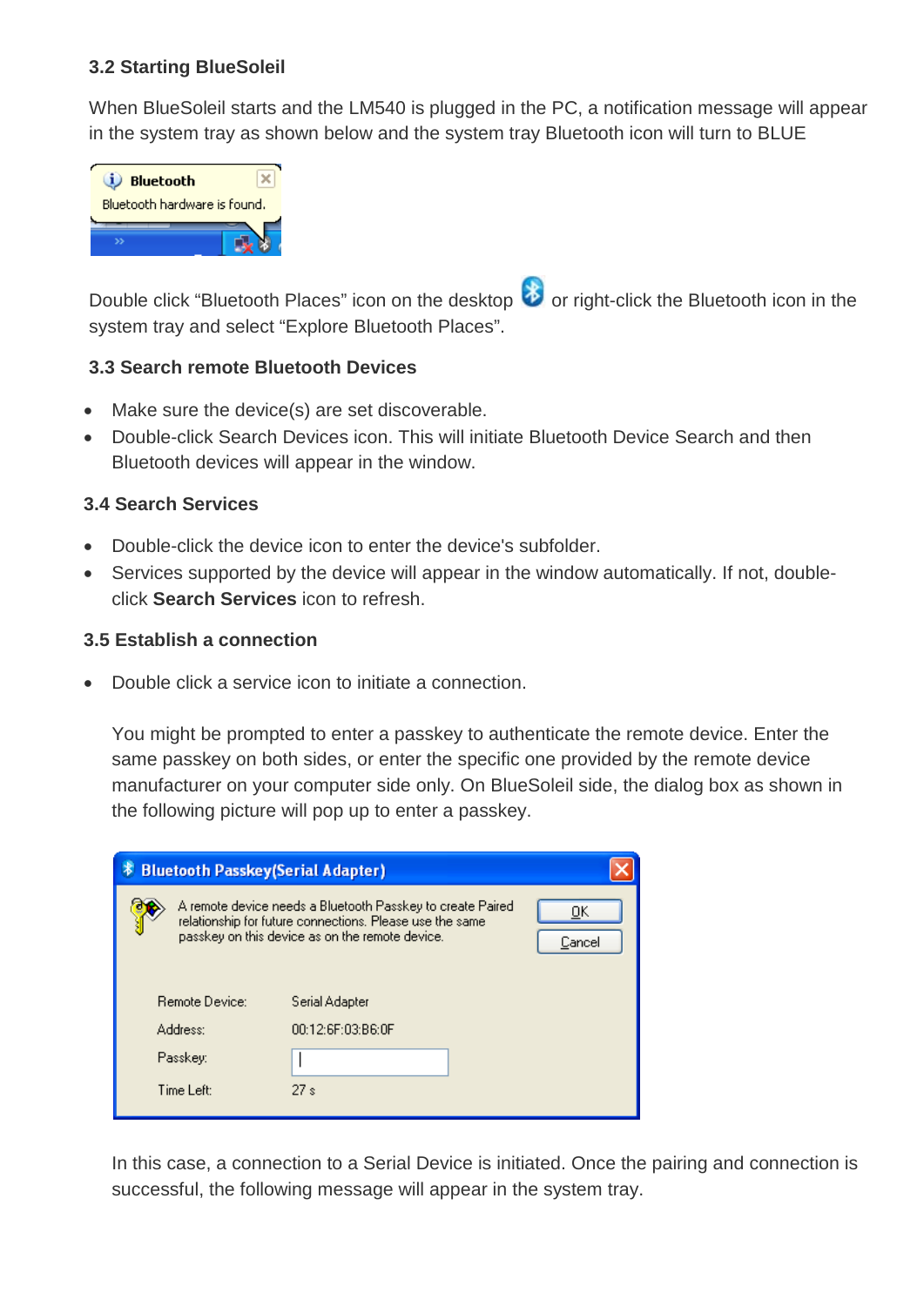### 3.2 Starting BlueSoleil

When BlueSoleil starts and the LM540 is plugged in the PC, a notification message will appear in the system tray as shown below and the system tray Bluetooth icon will turn to BLUE

Double click "Bluetooth Places" icon on the desktop or right-click the Bluetooth icon in the system tray and select "Explore Bluetooth Places".

### 3.3 Search remote Bluetooth Devices

- Make sure the device(s) are set discoverable.
- Double-click Search Devices icon. This will initiate Bluetooth Device Search and then Bluetooth devices will appear in the window.

### 3.4 Search Services

- Double-click the device icon to enter the device's subfolder.
- Services supported by the device will appear in the window automatically. If not, double-click **Search Services** icon to refresh.

### 3.5 Establish a connection

- Double click a service icon to initiate a connection.

  You might be prompted to enter a passkey to authenticate the remote device. Enter the same passkey on both sides, or enter the specific one provided by the remote device manufacturer on your computer side only. On BlueSoleil side, the dialog box as shown in the following picture will pop up to enter a passkey.

  In this case, a connection to a Serial Device is initiated. Once the pairing and connection is successful, the following message will appear in the system tray.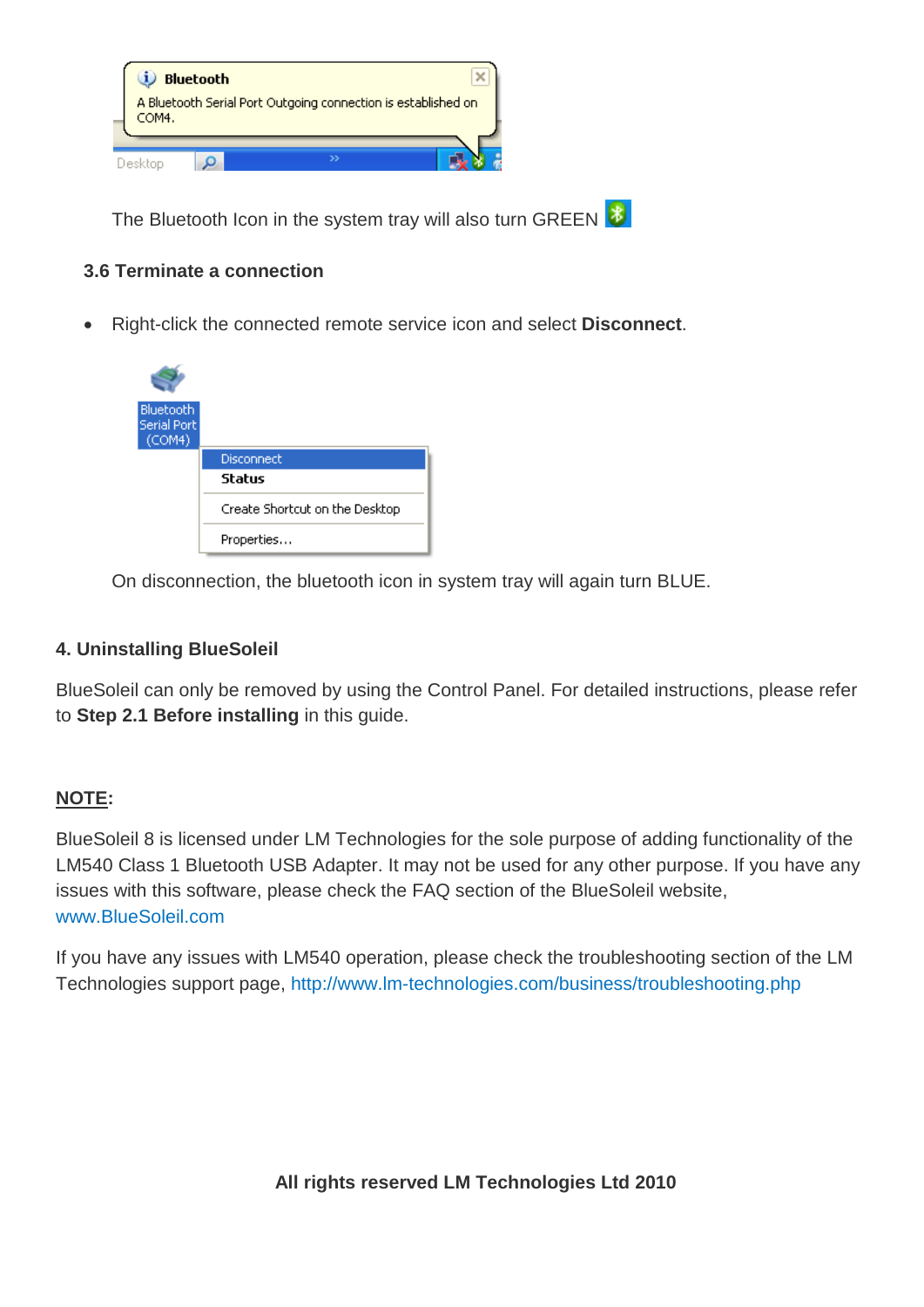The Bluetooth Icon in the system tray will also turn GREEN

### 3.6 Terminate a connection

- Right-click the connected remote service icon and select **Disconnect**.

On disconnection, the bluetooth icon in system tray will again turn BLUE.

## 4. Uninstalling BlueSoleil

BlueSoleil can only be removed by using the Control Panel. For detailed instructions, please refer to **Step 2.1 Before installing** in this guide.

**NOTE:**

BlueSoleil 8 is licensed under LM Technologies for the sole purpose of adding functionality of the LM540 Class 1 Bluetooth USB Adapter. It may not be used for any other purpose. If you have any issues with this software, please check the FAQ section of the BlueSoleil website, www.BlueSoleil.com

If you have any issues with LM540 operation, please check the troubleshooting section of the LM Technologies support page, http://www.lm-technologies.com/business/troubleshooting.php

**All rights reserved LM Technologies Ltd 2010**